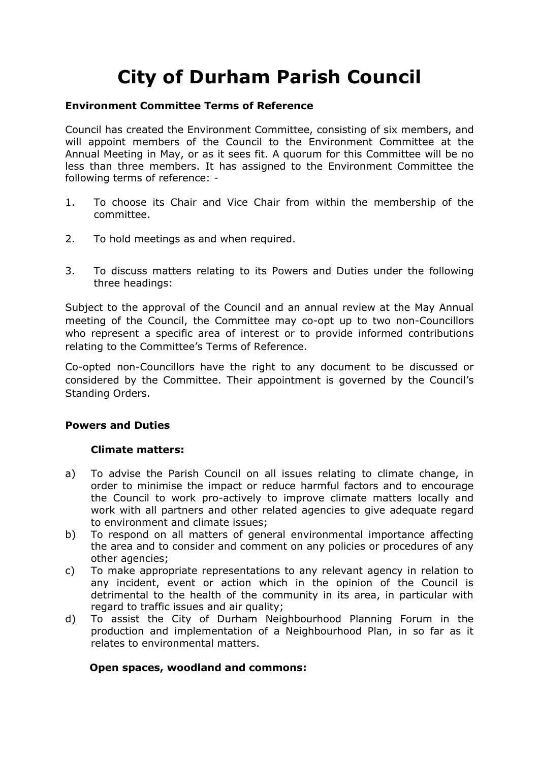# City of Durham Parish Council

**Environment Committee Terms of Reference**

Council has created the Environment Committee, consisting of six members, and will appoint members of the Council to the Environment Committee at the Annual Meeting in May, or as it sees fit. A quorum for this Committee will be no less than three members. It has assigned to the Environment Committee the following terms of reference: -

1. To choose its Chair and Vice Chair from within the membership of the committee.
2. To hold meetings as and when required.
3. To discuss matters relating to its Powers and Duties under the following three headings:

Subject to the approval of the Council and an annual review at the May Annual meeting of the Council, the Committee may co-opt up to two non-Councillors who represent a specific area of interest or to provide informed contributions relating to the Committee's Terms of Reference.

Co-opted non-Councillors have the right to any document to be discussed or considered by the Committee. Their appointment is governed by the Council's Standing Orders.

**Powers and Duties**

**Climate matters:**

a) To advise the Parish Council on all issues relating to climate change, in order to minimise the impact or reduce harmful factors and to encourage the Council to work pro-actively to improve climate matters locally and work with all partners and other related agencies to give adequate regard to environment and climate issues;
b) To respond on all matters of general environmental importance affecting the area and to consider and comment on any policies or procedures of any other agencies;
c) To make appropriate representations to any relevant agency in relation to any incident, event or action which in the opinion of the Council is detrimental to the health of the community in its area, in particular with regard to traffic issues and air quality;
d) To assist the City of Durham Neighbourhood Planning Forum in the production and implementation of a Neighbourhood Plan, in so far as it relates to environmental matters.

**Open spaces, woodland and commons:**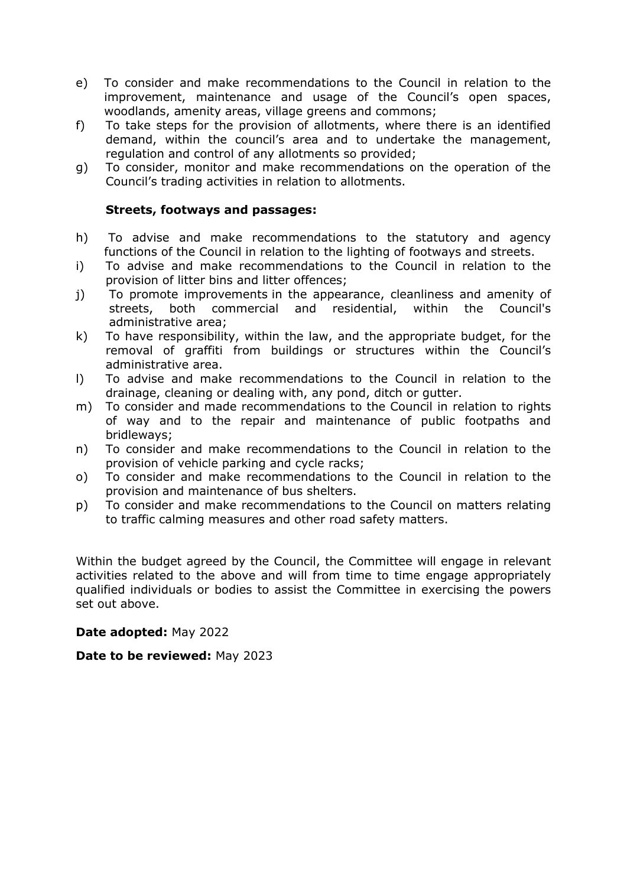e) To consider and make recommendations to the Council in relation to the improvement, maintenance and usage of the Council's open spaces, woodlands, amenity areas, village greens and commons;

f) To take steps for the provision of allotments, where there is an identified demand, within the council's area and to undertake the management, regulation and control of any allotments so provided;

g) To consider, monitor and make recommendations on the operation of the Council's trading activities in relation to allotments.

**Streets, footways and passages:**

h) To advise and make recommendations to the statutory and agency functions of the Council in relation to the lighting of footways and streets.

i) To advise and make recommendations to the Council in relation to the provision of litter bins and litter offences;

j) To promote improvements in the appearance, cleanliness and amenity of streets, both commercial and residential, within the Council's administrative area;

k) To have responsibility, within the law, and the appropriate budget, for the removal of graffiti from buildings or structures within the Council's administrative area.

l) To advise and make recommendations to the Council in relation to the drainage, cleaning or dealing with, any pond, ditch or gutter.

m) To consider and made recommendations to the Council in relation to rights of way and to the repair and maintenance of public footpaths and bridleways;

n) To consider and make recommendations to the Council in relation to the provision of vehicle parking and cycle racks;

o) To consider and make recommendations to the Council in relation to the provision and maintenance of bus shelters.

p) To consider and make recommendations to the Council on matters relating to traffic calming measures and other road safety matters.

Within the budget agreed by the Council, the Committee will engage in relevant activities related to the above and will from time to time engage appropriately qualified individuals or bodies to assist the Committee in exercising the powers set out above.

**Date adopted:** May 2022

**Date to be reviewed:** May 2023